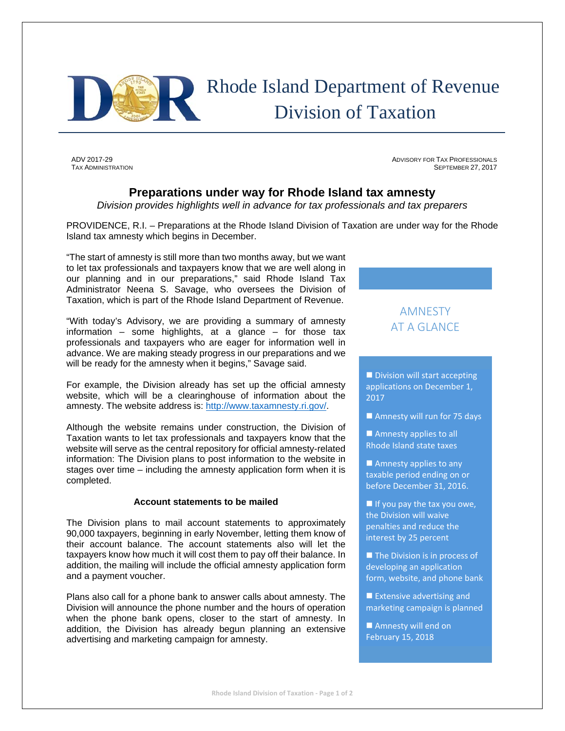# Rhode Island Department of Revenue
# Division of Taxation

ADV 2017-29
TAX ADMINISTRATION

ADVISORY FOR TAX PROFESSIONALS
SEPTEMBER 27, 2017

## Preparations under way for Rhode Island tax amnesty

*Division provides highlights well in advance for tax professionals and tax preparers*

PROVIDENCE, R.I. – Preparations at the Rhode Island Division of Taxation are under way for the Rhode Island tax amnesty which begins in December.

"The start of amnesty is still more than two months away, but we want to let tax professionals and taxpayers know that we are well along in our planning and in our preparations," said Rhode Island Tax Administrator Neena S. Savage, who oversees the Division of Taxation, which is part of the Rhode Island Department of Revenue.

"With today's Advisory, we are providing a summary of amnesty information – some highlights, at a glance – for those tax professionals and taxpayers who are eager for information well in advance. We are making steady progress in our preparations and we will be ready for the amnesty when it begins," Savage said.

For example, the Division already has set up the official amnesty website, which will be a clearinghouse of information about the amnesty. The website address is: http://www.taxamnesty.ri.gov/.

Although the website remains under construction, the Division of Taxation wants to let tax professionals and taxpayers know that the website will serve as the central repository for official amnesty-related information: The Division plans to post information to the website in stages over time – including the amnesty application form when it is completed.

### Account statements to be mailed

The Division plans to mail account statements to approximately 90,000 taxpayers, beginning in early November, letting them know of their account balance. The account statements also will let the taxpayers know how much it will cost them to pay off their balance. In addition, the mailing will include the official amnesty application form and a payment voucher.

Plans also call for a phone bank to answer calls about amnesty. The Division will announce the phone number and the hours of operation when the phone bank opens, closer to the start of amnesty. In addition, the Division has already begun planning an extensive advertising and marketing campaign for amnesty.

### AMNESTY AT A GLANCE

- Division will start accepting applications on December 1, 2017
- Amnesty will run for 75 days
- Amnesty applies to all Rhode Island state taxes
- Amnesty applies to any taxable period ending on or before December 31, 2016.
- If you pay the tax you owe, the Division will waive penalties and reduce the interest by 25 percent
- The Division is in process of developing an application form, website, and phone bank
- Extensive advertising and marketing campaign is planned
- Amnesty will end on February 15, 2018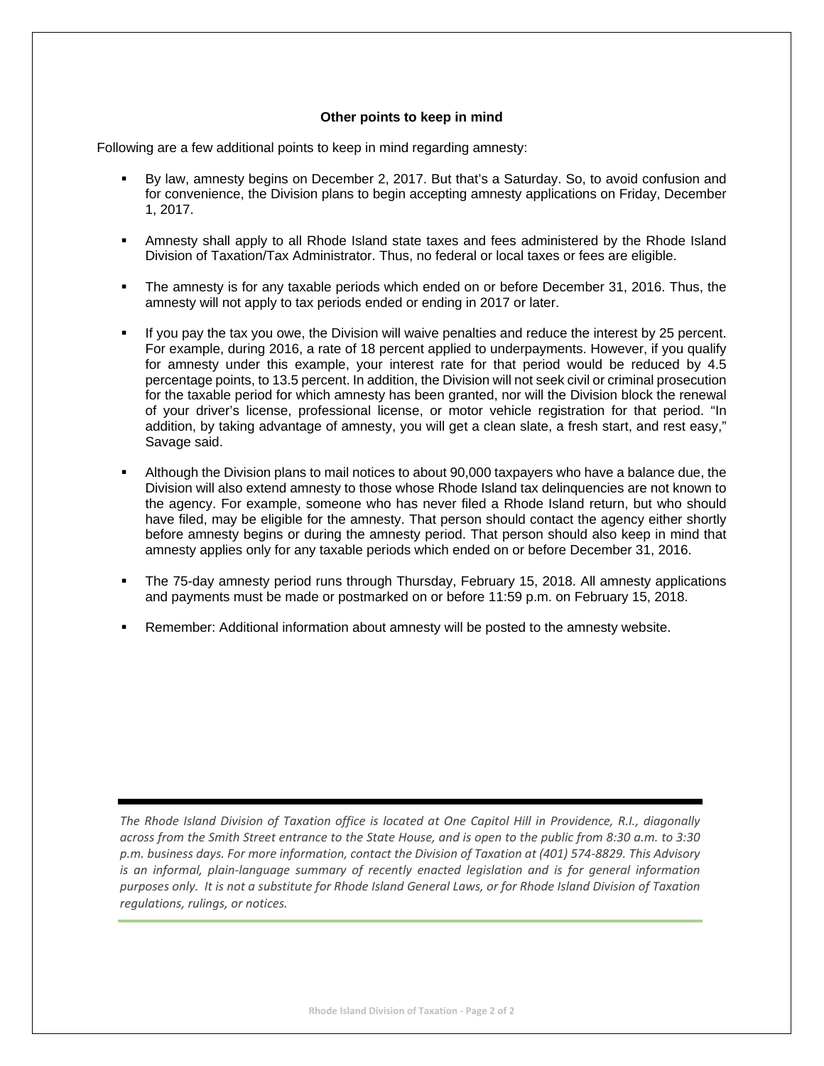### Other points to keep in mind

Following are a few additional points to keep in mind regarding amnesty:

- By law, amnesty begins on December 2, 2017. But that's a Saturday. So, to avoid confusion and for convenience, the Division plans to begin accepting amnesty applications on Friday, December 1, 2017.

- Amnesty shall apply to all Rhode Island state taxes and fees administered by the Rhode Island Division of Taxation/Tax Administrator. Thus, no federal or local taxes or fees are eligible.

- The amnesty is for any taxable periods which ended on or before December 31, 2016. Thus, the amnesty will not apply to tax periods ended or ending in 2017 or later.

- If you pay the tax you owe, the Division will waive penalties and reduce the interest by 25 percent. For example, during 2016, a rate of 18 percent applied to underpayments. However, if you qualify for amnesty under this example, your interest rate for that period would be reduced by 4.5 percentage points, to 13.5 percent. In addition, the Division will not seek civil or criminal prosecution for the taxable period for which amnesty has been granted, nor will the Division block the renewal of your driver's license, professional license, or motor vehicle registration for that period. "In addition, by taking advantage of amnesty, you will get a clean slate, a fresh start, and rest easy," Savage said.

- Although the Division plans to mail notices to about 90,000 taxpayers who have a balance due, the Division will also extend amnesty to those whose Rhode Island tax delinquencies are not known to the agency. For example, someone who has never filed a Rhode Island return, but who should have filed, may be eligible for the amnesty. That person should contact the agency either shortly before amnesty begins or during the amnesty period. That person should also keep in mind that amnesty applies only for any taxable periods which ended on or before December 31, 2016.

- The 75-day amnesty period runs through Thursday, February 15, 2018. All amnesty applications and payments must be made or postmarked on or before 11:59 p.m. on February 15, 2018.

- Remember: Additional information about amnesty will be posted to the amnesty website.

---

*The Rhode Island Division of Taxation office is located at One Capitol Hill in Providence, R.I., diagonally across from the Smith Street entrance to the State House, and is open to the public from 8:30 a.m. to 3:30 p.m. business days. For more information, contact the Division of Taxation at (401) 574-8829. This Advisory is an informal, plain-language summary of recently enacted legislation and is for general information purposes only. It is not a substitute for Rhode Island General Laws, or for Rhode Island Division of Taxation regulations, rulings, or notices.*